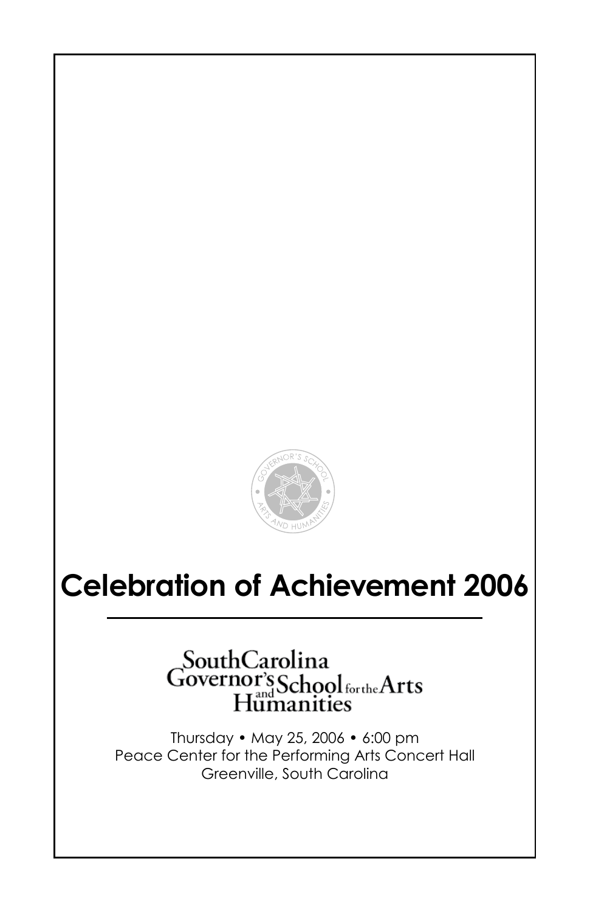# Celebration of Achievement 2006

---

South Carolina Governor's School for the Arts and Humanities

Thursday • May 25, 2006 • 6:00 pm
Peace Center for the Performing Arts Concert Hall
Greenville, South Carolina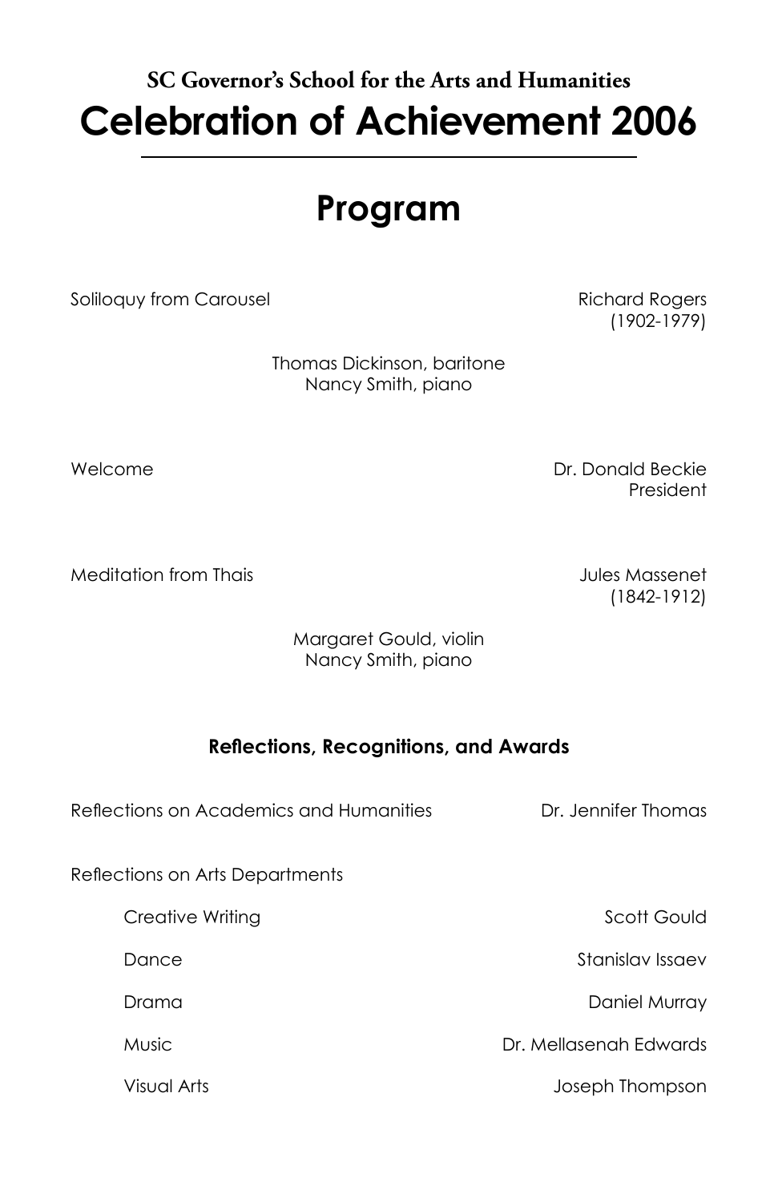**SC Governor's School for the Arts and Humanities**

# Celebration of Achievement 2006

## Program

Soliloquy from Carousel — Richard Rogers (1902-1979)

Thomas Dickinson, baritone
Nancy Smith, piano

Welcome — Dr. Donald Beckie, President

Meditation from Thais — Jules Massenet (1842-1912)

Margaret Gould, violin
Nancy Smith, piano

### Reflections, Recognitions, and Awards

Reflections on Academics and Humanities — Dr. Jennifer Thomas

Reflections on Arts Departments

- Creative Writing — Scott Gould
- Dance — Stanislav Issaev
- Drama — Daniel Murray
- Music — Dr. Mellasenah Edwards
- Visual Arts — Joseph Thompson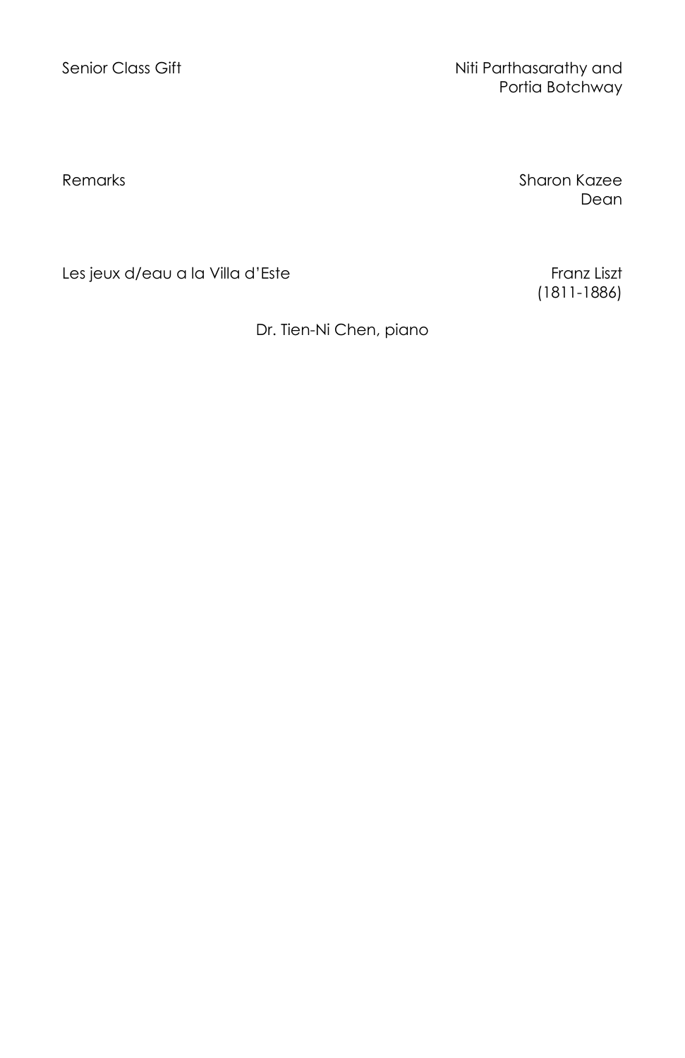Senior Class Gift — Niti Parthasarathy and Portia Botchway

Remarks — Sharon Kazee, Dean

Les jeux d/eau a la Villa d'Este — Franz Liszt (1811-1886)

Dr. Tien-Ni Chen, piano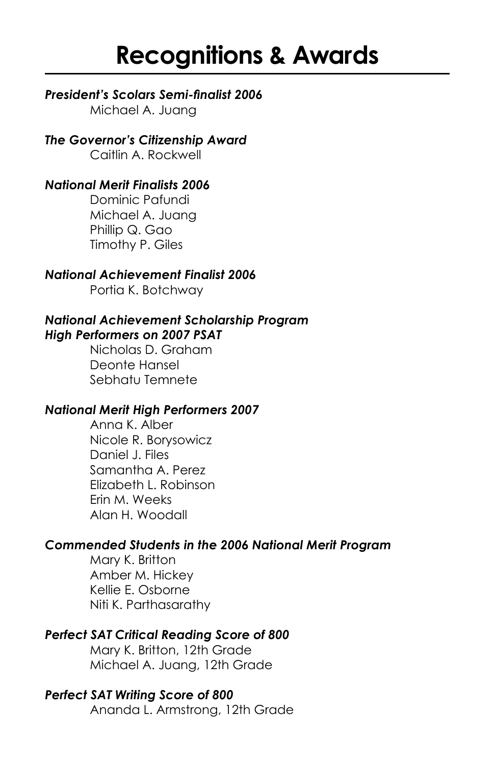# Recognitions & Awards

***President's Scolars Semi-finalist 2006***

Michael A. Juang

***The Governor's Citizenship Award***

Caitlin A. Rockwell

***National Merit Finalists 2006***

Dominic Pafundi
Michael A. Juang
Phillip Q. Gao
Timothy P. Giles

***National Achievement Finalist 2006***

Portia K. Botchway

***National Achievement Scholarship Program High Performers on 2007 PSAT***

Nicholas D. Graham
Deonte Hansel
Sebhatu Temnete

***National Merit High Performers 2007***

Anna K. Alber
Nicole R. Borysowicz
Daniel J. Files
Samantha A. Perez
Elizabeth L. Robinson
Erin M. Weeks
Alan H. Woodall

***Commended Students in the 2006 National Merit Program***

Mary K. Britton
Amber M. Hickey
Kellie E. Osborne
Niti K. Parthasarathy

***Perfect SAT Critical Reading Score of 800***

Mary K. Britton, 12th Grade
Michael A. Juang, 12th Grade

***Perfect SAT Writing Score of 800***

Ananda L. Armstrong, 12th Grade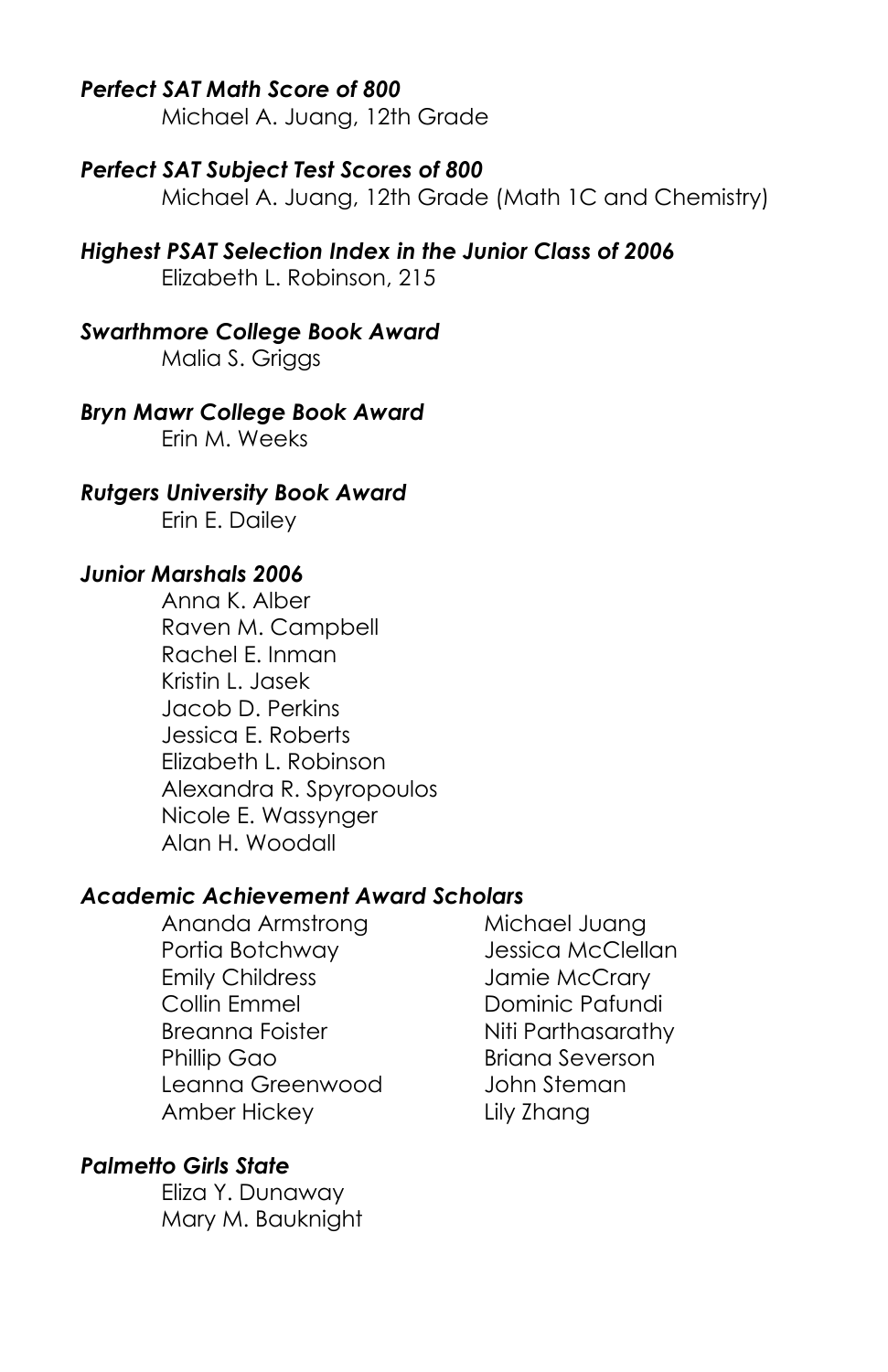***Perfect SAT Math Score of 800***

Michael A. Juang, 12th Grade

***Perfect SAT Subject Test Scores of 800***

Michael A. Juang, 12th Grade (Math 1C and Chemistry)

***Highest PSAT Selection Index in the Junior Class of 2006***

Elizabeth L. Robinson, 215

***Swarthmore College Book Award***

Malia S. Griggs

***Bryn Mawr College Book Award***

Erin M. Weeks

***Rutgers University Book Award***

Erin E. Dailey

***Junior Marshals 2006***

Anna K. Alber
Raven M. Campbell
Rachel E. Inman
Kristin L. Jasek
Jacob D. Perkins
Jessica E. Roberts
Elizabeth L. Robinson
Alexandra R. Spyropoulos
Nicole E. Wassynger
Alan H. Woodall

***Academic Achievement Award Scholars***

Ananda Armstrong
Portia Botchway
Emily Childress
Collin Emmel
Breanna Foister
Phillip Gao
Leanna Greenwood
Amber Hickey
Michael Juang
Jessica McClellan
Jamie McCrary
Dominic Pafundi
Niti Parthasarathy
Briana Severson
John Steman
Lily Zhang

***Palmetto Girls State***

Eliza Y. Dunaway
Mary M. Bauknight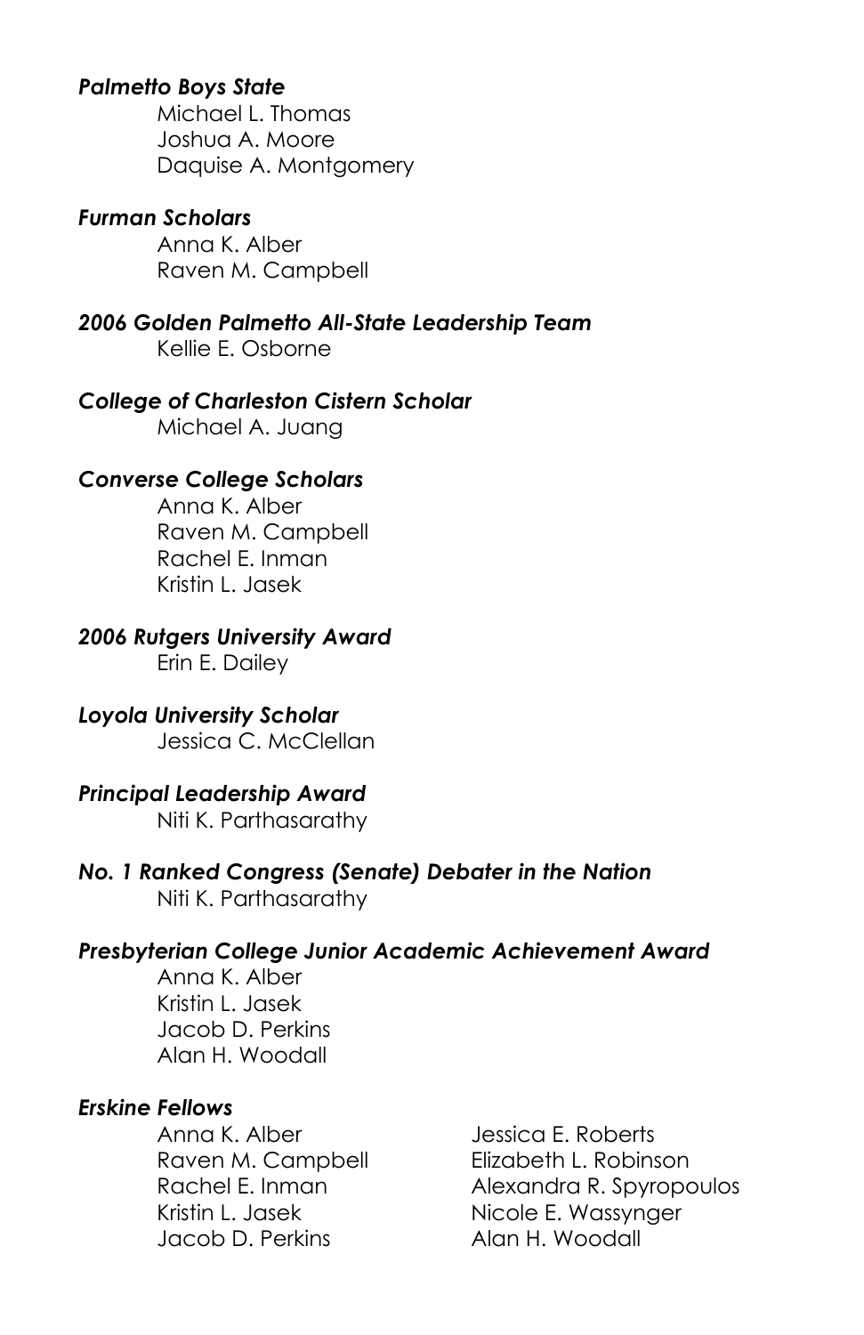***Palmetto Boys State***

Michael L. Thomas
Joshua A. Moore
Daquise A. Montgomery

***Furman Scholars***

Anna K. Alber
Raven M. Campbell

***2006 Golden Palmetto All-State Leadership Team***

Kellie E. Osborne

***College of Charleston Cistern Scholar***

Michael A. Juang

***Converse College Scholars***

Anna K. Alber
Raven M. Campbell
Rachel E. Inman
Kristin L. Jasek

***2006 Rutgers University Award***

Erin E. Dailey

***Loyola University Scholar***

Jessica C. McClellan

***Principal Leadership Award***

Niti K. Parthasarathy

***No. 1 Ranked Congress (Senate) Debater in the Nation***

Niti K. Parthasarathy

***Presbyterian College Junior Academic Achievement Award***

Anna K. Alber
Kristin L. Jasek
Jacob D. Perkins
Alan H. Woodall

***Erskine Fellows***

Anna K. Alber
Raven M. Campbell
Rachel E. Inman
Kristin L. Jasek
Jacob D. Perkins
Jessica E. Roberts
Elizabeth L. Robinson
Alexandra R. Spyropoulos
Nicole E. Wassynger
Alan H. Woodall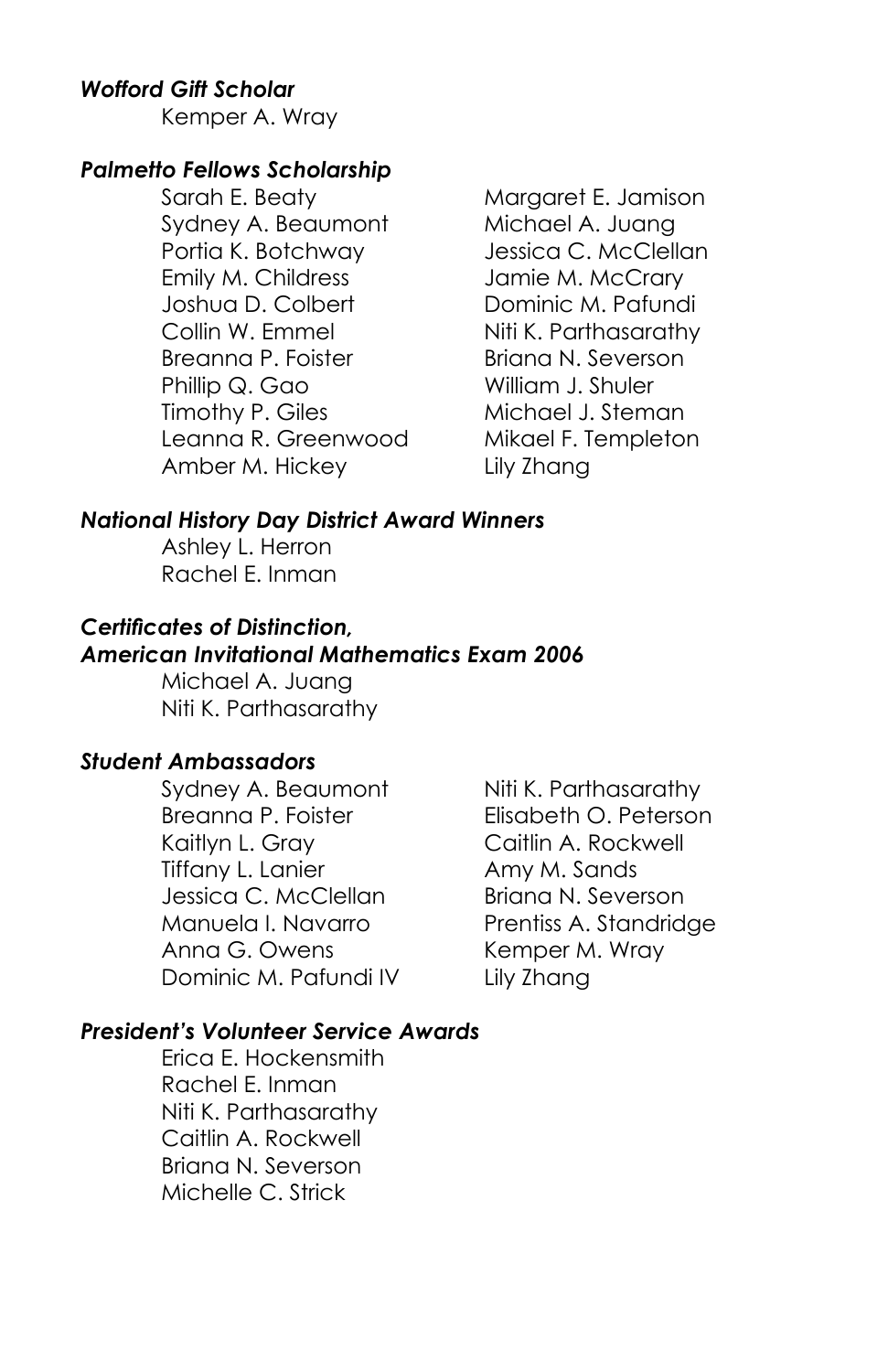***Wofford Gift Scholar***

Kemper A. Wray

***Palmetto Fellows Scholarship***

Sarah E. Beaty
Sydney A. Beaumont
Portia K. Botchway
Emily M. Childress
Joshua D. Colbert
Collin W. Emmel
Breanna P. Foister
Phillip Q. Gao
Timothy P. Giles
Leanna R. Greenwood
Amber M. Hickey
Margaret E. Jamison
Michael A. Juang
Jessica C. McClellan
Jamie M. McCrary
Dominic M. Pafundi
Niti K. Parthasarathy
Briana N. Severson
William J. Shuler
Michael J. Steman
Mikael F. Templeton
Lily Zhang

***National History Day District Award Winners***

Ashley L. Herron
Rachel E. Inman

***Certificates of Distinction, American Invitational Mathematics Exam 2006***

Michael A. Juang
Niti K. Parthasarathy

***Student Ambassadors***

Sydney A. Beaumont
Breanna P. Foister
Kaitlyn L. Gray
Tiffany L. Lanier
Jessica C. McClellan
Manuela I. Navarro
Anna G. Owens
Dominic M. Pafundi IV
Niti K. Parthasarathy
Elisabeth O. Peterson
Caitlin A. Rockwell
Amy M. Sands
Briana N. Severson
Prentiss A. Standridge
Kemper M. Wray
Lily Zhang

***President's Volunteer Service Awards***

Erica E. Hockensmith
Rachel E. Inman
Niti K. Parthasarathy
Caitlin A. Rockwell
Briana N. Severson
Michelle C. Strick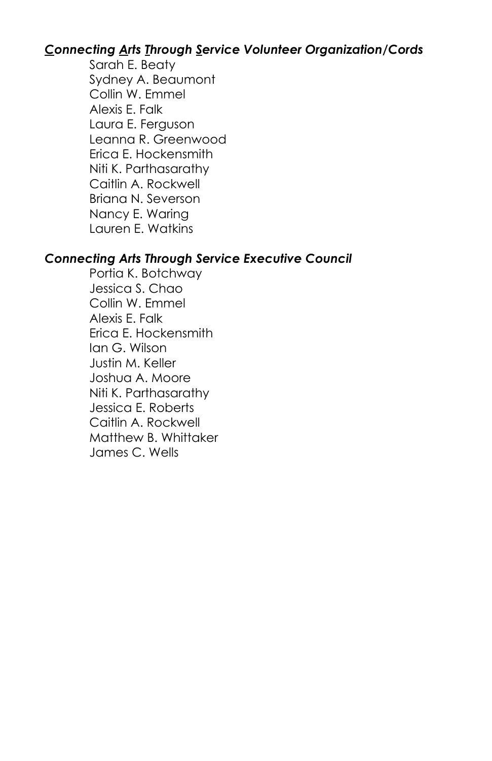### ***C**onnecting **A**rts **T**hrough **S**ervice Volunteer Organization/Cords*

Sarah E. Beaty
Sydney A. Beaumont
Collin W. Emmel
Alexis E. Falk
Laura E. Ferguson
Leanna R. Greenwood
Erica E. Hockensmith
Niti K. Parthasarathy
Caitlin A. Rockwell
Briana N. Severson
Nancy E. Waring
Lauren E. Watkins

### *Connecting Arts Through Service Executive Council*

Portia K. Botchway
Jessica S. Chao
Collin W. Emmel
Alexis E. Falk
Erica E. Hockensmith
Ian G. Wilson
Justin M. Keller
Joshua A. Moore
Niti K. Parthasarathy
Jessica E. Roberts
Caitlin A. Rockwell
Matthew B. Whittaker
James C. Wells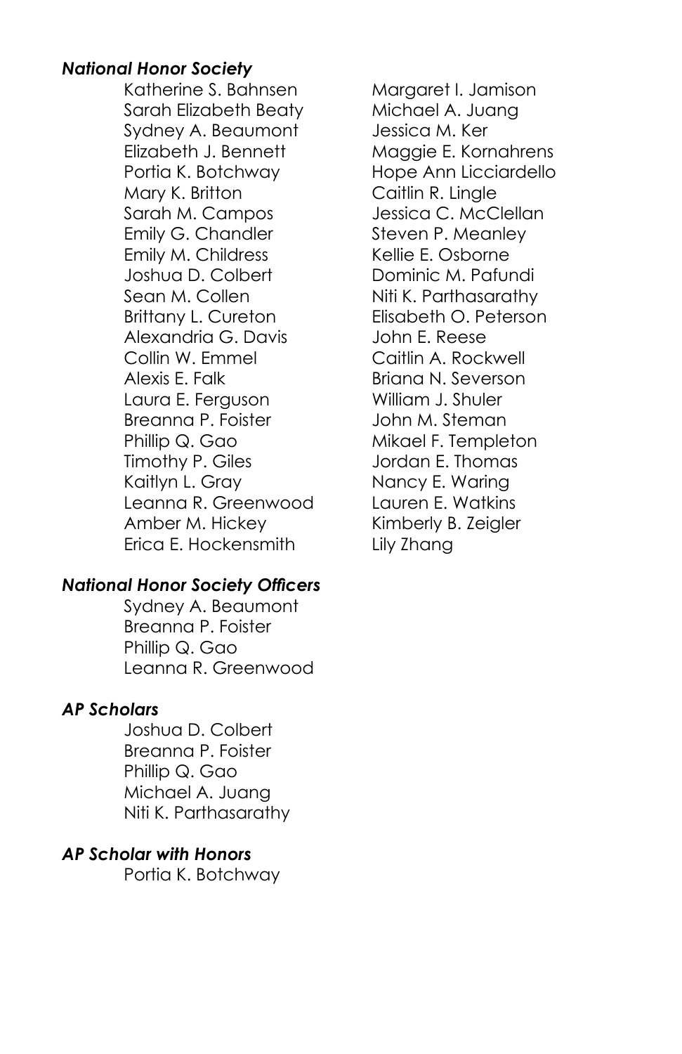### *National Honor Society*

Katherine S. Bahnsen
Sarah Elizabeth Beaty
Sydney A. Beaumont
Elizabeth J. Bennett
Portia K. Botchway
Mary K. Britton
Sarah M. Campos
Emily G. Chandler
Emily M. Childress
Joshua D. Colbert
Sean M. Collen
Brittany L. Cureton
Alexandria G. Davis
Collin W. Emmel
Alexis E. Falk
Laura E. Ferguson
Breanna P. Foister
Phillip Q. Gao
Timothy P. Giles
Kaitlyn L. Gray
Leanna R. Greenwood
Amber M. Hickey
Erica E. Hockensmith
Margaret I. Jamison
Michael A. Juang
Jessica M. Ker
Maggie E. Kornahrens
Hope Ann Licciardello
Caitlin R. Lingle
Jessica C. McClellan
Steven P. Meanley
Kellie E. Osborne
Dominic M. Pafundi
Niti K. Parthasarathy
Elisabeth O. Peterson
John E. Reese
Caitlin A. Rockwell
Briana N. Severson
William J. Shuler
John M. Steman
Mikael F. Templeton
Jordan E. Thomas
Nancy E. Waring
Lauren E. Watkins
Kimberly B. Zeigler
Lily Zhang

### *National Honor Society Officers*

Sydney A. Beaumont
Breanna P. Foister
Phillip Q. Gao
Leanna R. Greenwood

### *AP Scholars*

Joshua D. Colbert
Breanna P. Foister
Phillip Q. Gao
Michael A. Juang
Niti K. Parthasarathy

### *AP Scholar with Honors*

Portia K. Botchway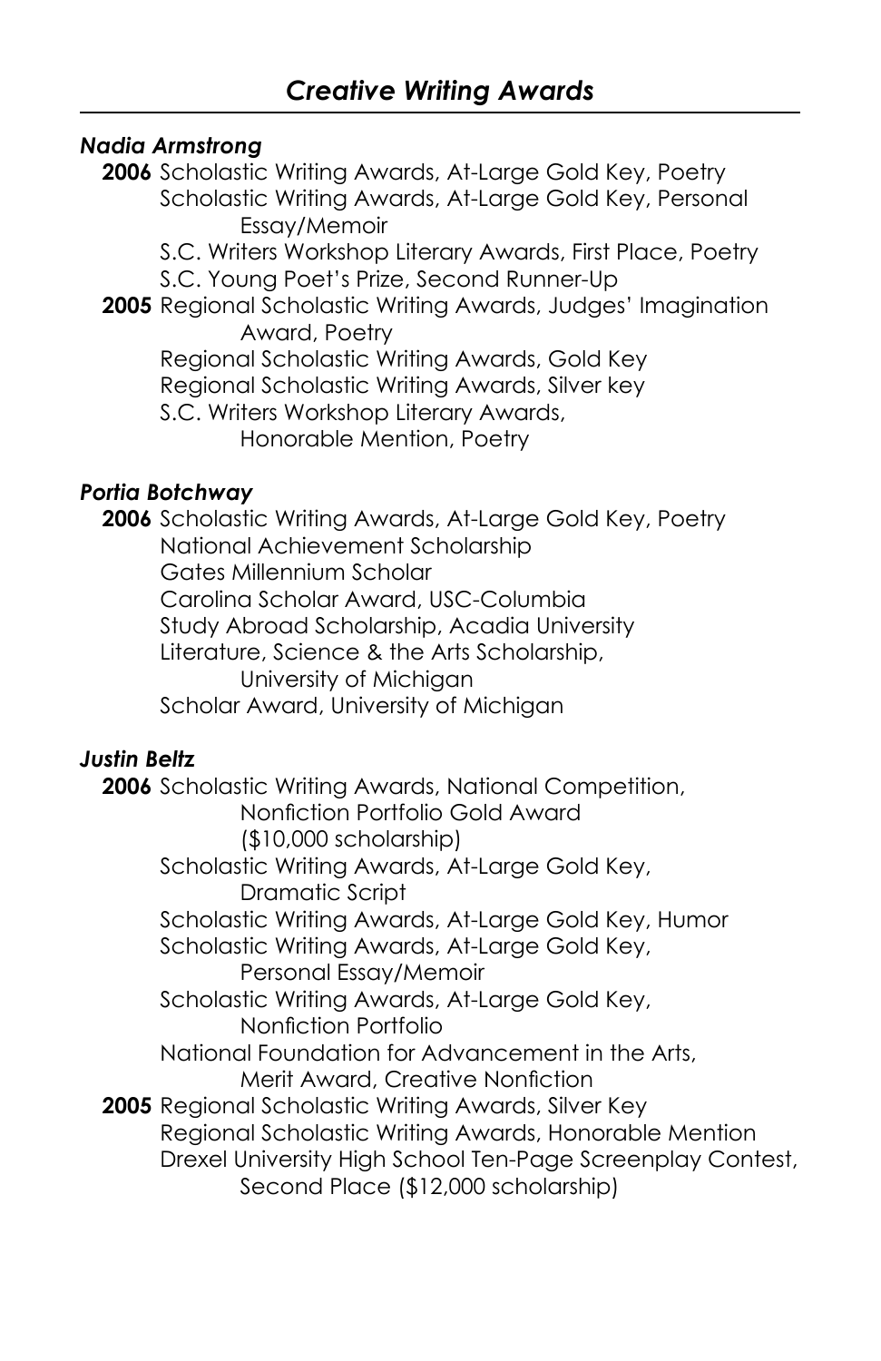## *Creative Writing Awards*

***Nadia Armstrong***

**2006** Scholastic Writing Awards, At-Large Gold Key, Poetry
Scholastic Writing Awards, At-Large Gold Key, Personal Essay/Memoir
S.C. Writers Workshop Literary Awards, First Place, Poetry
S.C. Young Poet's Prize, Second Runner-Up

**2005** Regional Scholastic Writing Awards, Judges' Imagination Award, Poetry
Regional Scholastic Writing Awards, Gold Key
Regional Scholastic Writing Awards, Silver key
S.C. Writers Workshop Literary Awards, Honorable Mention, Poetry

***Portia Botchway***

**2006** Scholastic Writing Awards, At-Large Gold Key, Poetry
National Achievement Scholarship
Gates Millennium Scholar
Carolina Scholar Award, USC-Columbia
Study Abroad Scholarship, Acadia University
Literature, Science & the Arts Scholarship, University of Michigan
Scholar Award, University of Michigan

***Justin Beltz***

**2006** Scholastic Writing Awards, National Competition, Nonfiction Portfolio Gold Award ($10,000 scholarship)
Scholastic Writing Awards, At-Large Gold Key, Dramatic Script
Scholastic Writing Awards, At-Large Gold Key, Humor
Scholastic Writing Awards, At-Large Gold Key, Personal Essay/Memoir
Scholastic Writing Awards, At-Large Gold Key, Nonfiction Portfolio
National Foundation for Advancement in the Arts, Merit Award, Creative Nonfiction

**2005** Regional Scholastic Writing Awards, Silver Key
Regional Scholastic Writing Awards, Honorable Mention
Drexel University High School Ten-Page Screenplay Contest, Second Place ($12,000 scholarship)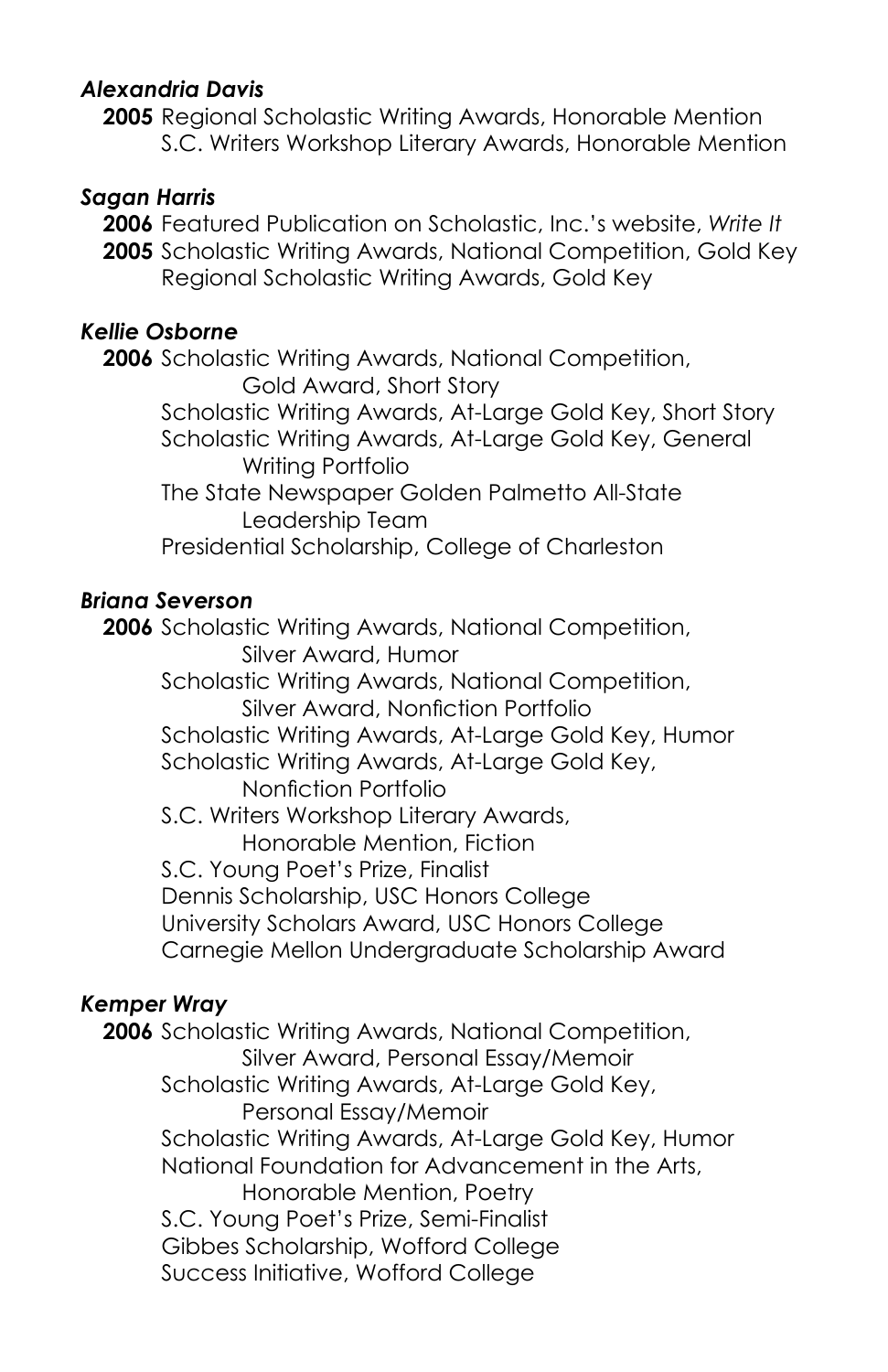***Alexandria Davis***

**2005** Regional Scholastic Writing Awards, Honorable Mention
S.C. Writers Workshop Literary Awards, Honorable Mention

***Sagan Harris***

**2006** Featured Publication on Scholastic, Inc.'s website, *Write It*
**2005** Scholastic Writing Awards, National Competition, Gold Key
Regional Scholastic Writing Awards, Gold Key

***Kellie Osborne***

**2006** Scholastic Writing Awards, National Competition, Gold Award, Short Story
Scholastic Writing Awards, At-Large Gold Key, Short Story
Scholastic Writing Awards, At-Large Gold Key, General Writing Portfolio
The State Newspaper Golden Palmetto All-State Leadership Team
Presidential Scholarship, College of Charleston

***Briana Severson***

**2006** Scholastic Writing Awards, National Competition, Silver Award, Humor
Scholastic Writing Awards, National Competition, Silver Award, Nonfiction Portfolio
Scholastic Writing Awards, At-Large Gold Key, Humor
Scholastic Writing Awards, At-Large Gold Key, Nonfiction Portfolio
S.C. Writers Workshop Literary Awards, Honorable Mention, Fiction
S.C. Young Poet's Prize, Finalist
Dennis Scholarship, USC Honors College
University Scholars Award, USC Honors College
Carnegie Mellon Undergraduate Scholarship Award

***Kemper Wray***

**2006** Scholastic Writing Awards, National Competition, Silver Award, Personal Essay/Memoir
Scholastic Writing Awards, At-Large Gold Key, Personal Essay/Memoir
Scholastic Writing Awards, At-Large Gold Key, Humor
National Foundation for Advancement in the Arts, Honorable Mention, Poetry
S.C. Young Poet's Prize, Semi-Finalist
Gibbes Scholarship, Wofford College
Success Initiative, Wofford College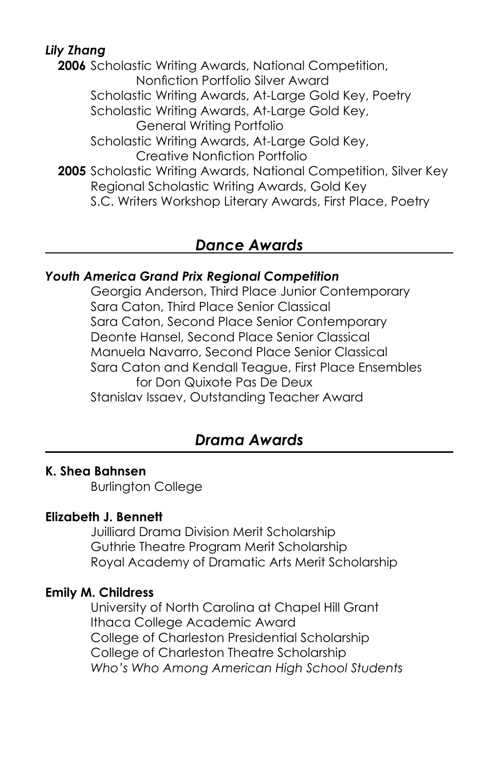***Lily Zhang***

**2006** Scholastic Writing Awards, National Competition, Nonfiction Portfolio Silver Award
Scholastic Writing Awards, At-Large Gold Key, Poetry
Scholastic Writing Awards, At-Large Gold Key, General Writing Portfolio
Scholastic Writing Awards, At-Large Gold Key, Creative Nonfiction Portfolio

**2005** Scholastic Writing Awards, National Competition, Silver Key
Regional Scholastic Writing Awards, Gold Key
S.C. Writers Workshop Literary Awards, First Place, Poetry

## *Dance Awards*

***Youth America Grand Prix Regional Competition***

Georgia Anderson, Third Place Junior Contemporary
Sara Caton, Third Place Senior Classical
Sara Caton, Second Place Senior Contemporary
Deonte Hansel, Second Place Senior Classical
Manuela Navarro, Second Place Senior Classical
Sara Caton and Kendall Teague, First Place Ensembles for Don Quixote Pas De Deux
Stanislav Issaev, Outstanding Teacher Award

## *Drama Awards*

**K. Shea Bahnsen**

Burlington College

**Elizabeth J. Bennett**

Juilliard Drama Division Merit Scholarship
Guthrie Theatre Program Merit Scholarship
Royal Academy of Dramatic Arts Merit Scholarship

**Emily M. Childress**

University of North Carolina at Chapel Hill Grant
Ithaca College Academic Award
College of Charleston Presidential Scholarship
College of Charleston Theatre Scholarship
*Who's Who Among American High School Students*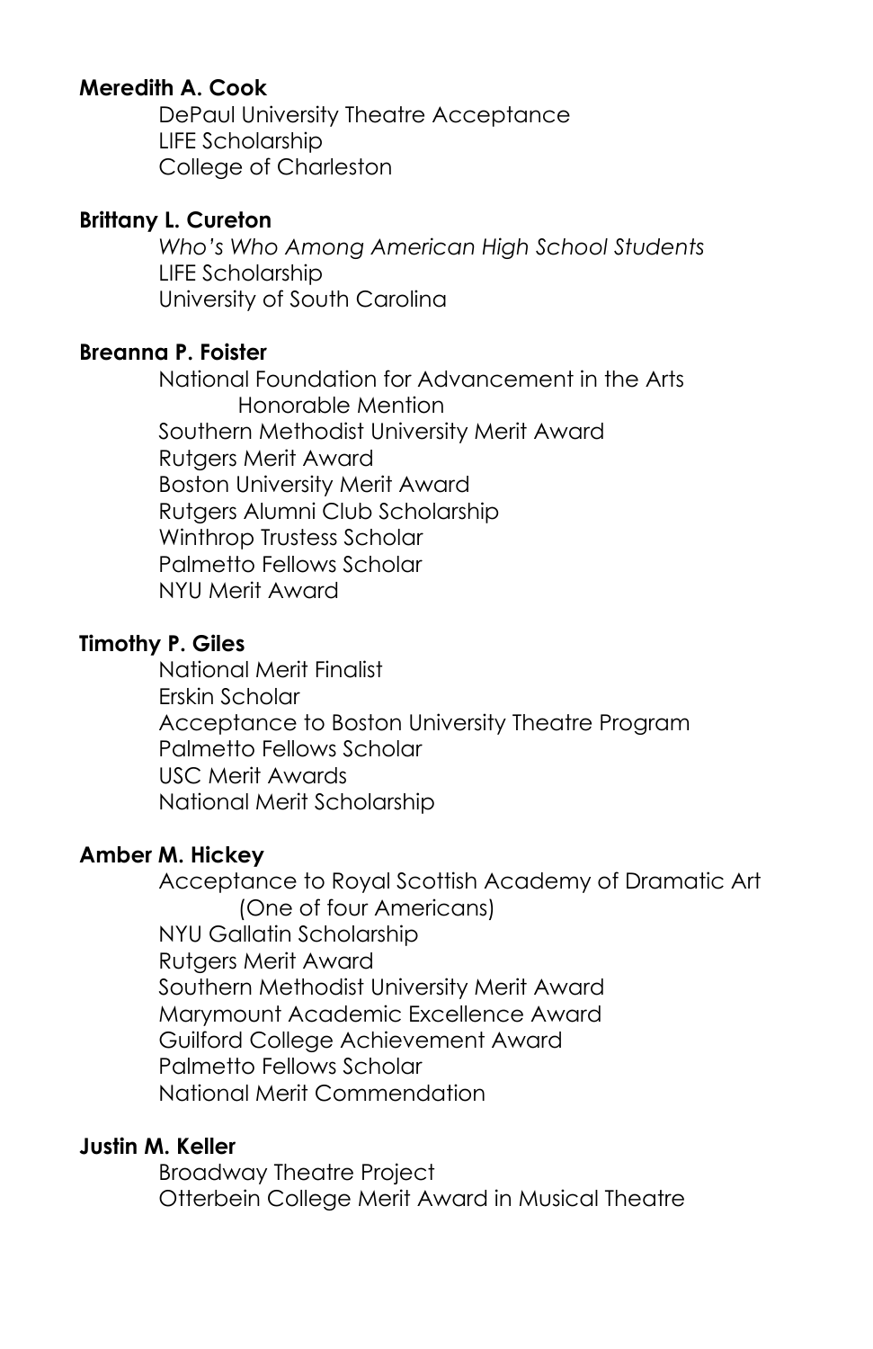**Meredith A. Cook**

DePaul University Theatre Acceptance
LIFE Scholarship
College of Charleston

**Brittany L. Cureton**

*Who's Who Among American High School Students*
LIFE Scholarship
University of South Carolina

**Breanna P. Foister**

National Foundation for Advancement in the Arts
Honorable Mention
Southern Methodist University Merit Award
Rutgers Merit Award
Boston University Merit Award
Rutgers Alumni Club Scholarship
Winthrop Trustess Scholar
Palmetto Fellows Scholar
NYU Merit Award

**Timothy P. Giles**

National Merit Finalist
Erskin Scholar
Acceptance to Boston University Theatre Program
Palmetto Fellows Scholar
USC Merit Awards
National Merit Scholarship

**Amber M. Hickey**

Acceptance to Royal Scottish Academy of Dramatic Art
(One of four Americans)
NYU Gallatin Scholarship
Rutgers Merit Award
Southern Methodist University Merit Award
Marymount Academic Excellence Award
Guilford College Achievement Award
Palmetto Fellows Scholar
National Merit Commendation

**Justin M. Keller**

Broadway Theatre Project
Otterbein College Merit Award in Musical Theatre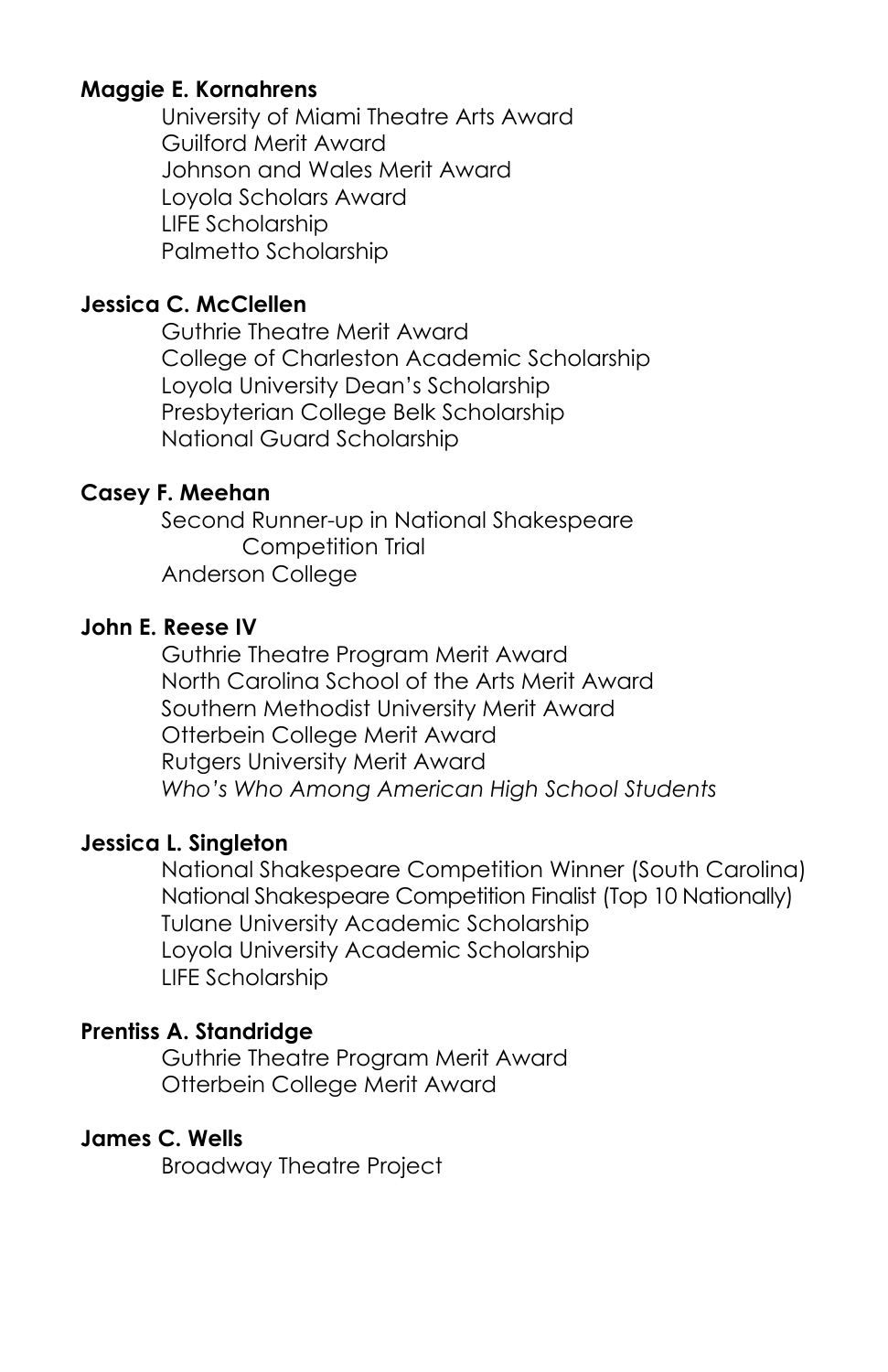**Maggie E. Kornahrens**

University of Miami Theatre Arts Award
Guilford Merit Award
Johnson and Wales Merit Award
Loyola Scholars Award
LIFE Scholarship
Palmetto Scholarship

**Jessica C. McClellen**

Guthrie Theatre Merit Award
College of Charleston Academic Scholarship
Loyola University Dean's Scholarship
Presbyterian College Belk Scholarship
National Guard Scholarship

**Casey F. Meehan**

Second Runner-up in National Shakespeare Competition Trial
Anderson College

**John E. Reese IV**

Guthrie Theatre Program Merit Award
North Carolina School of the Arts Merit Award
Southern Methodist University Merit Award
Otterbein College Merit Award
Rutgers University Merit Award
*Who's Who Among American High School Students*

**Jessica L. Singleton**

National Shakespeare Competition Winner (South Carolina)
National Shakespeare Competition Finalist (Top 10 Nationally)
Tulane University Academic Scholarship
Loyola University Academic Scholarship
LIFE Scholarship

**Prentiss A. Standridge**

Guthrie Theatre Program Merit Award
Otterbein College Merit Award

**James C. Wells**

Broadway Theatre Project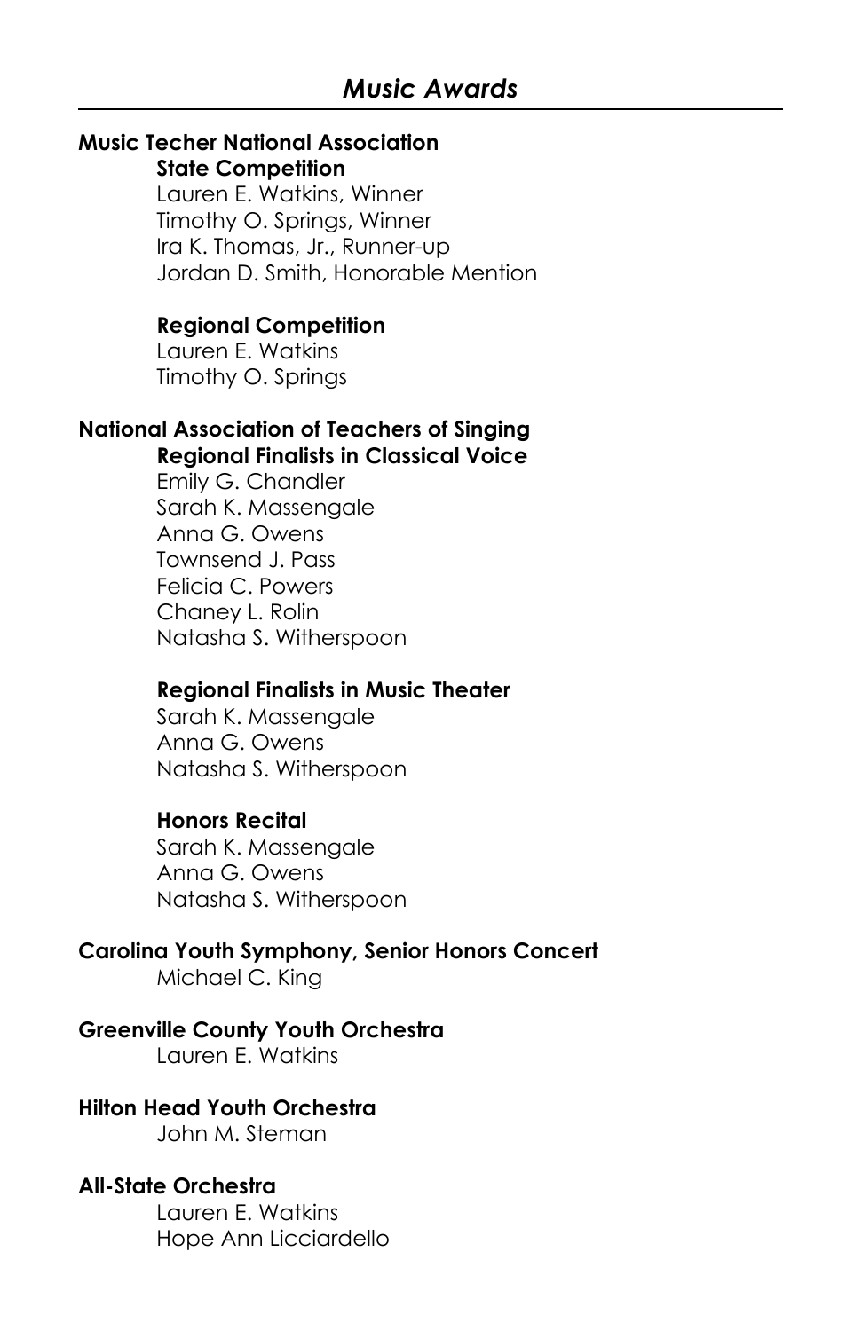## *Music Awards*

**Music Techer National Association**

**State Competition**

Lauren E. Watkins, Winner
Timothy O. Springs, Winner
Ira K. Thomas, Jr., Runner-up
Jordan D. Smith, Honorable Mention

**Regional Competition**

Lauren E. Watkins
Timothy O. Springs

**National Association of Teachers of Singing**

**Regional Finalists in Classical Voice**

Emily G. Chandler
Sarah K. Massengale
Anna G. Owens
Townsend J. Pass
Felicia C. Powers
Chaney L. Rolin
Natasha S. Witherspoon

**Regional Finalists in Music Theater**

Sarah K. Massengale
Anna G. Owens
Natasha S. Witherspoon

**Honors Recital**

Sarah K. Massengale
Anna G. Owens
Natasha S. Witherspoon

**Carolina Youth Symphony, Senior Honors Concert**

Michael C. King

**Greenville County Youth Orchestra**

Lauren E. Watkins

**Hilton Head Youth Orchestra**

John M. Steman

**All-State Orchestra**

Lauren E. Watkins
Hope Ann Licciardello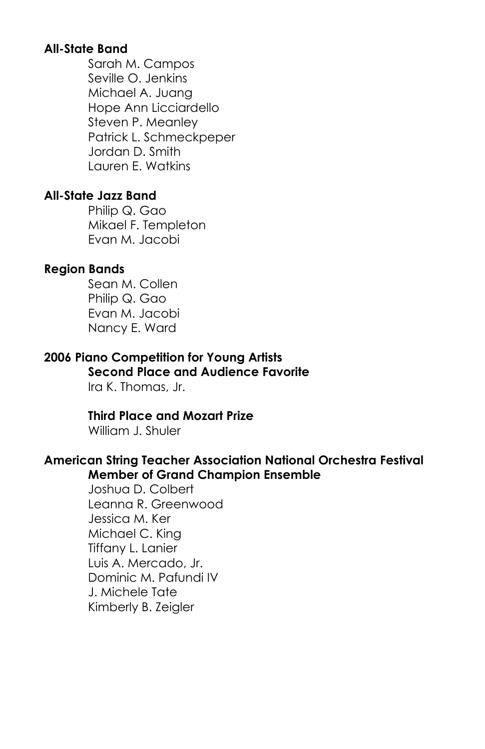**All-State Band**

Sarah M. Campos
Seville O. Jenkins
Michael A. Juang
Hope Ann Licciardello
Steven P. Meanley
Patrick L. Schmeckpeper
Jordan D. Smith
Lauren E. Watkins

**All-State Jazz Band**

Philip Q. Gao
Mikael F. Templeton
Evan M. Jacobi

**Region Bands**

Sean M. Collen
Philip Q. Gao
Evan M. Jacobi
Nancy E. Ward

**2006 Piano Competition for Young Artists**

**Second Place and Audience Favorite**

Ira K. Thomas, Jr.

**Third Place and Mozart Prize**

William J. Shuler

**American String Teacher Association National Orchestra Festival**

**Member of Grand Champion Ensemble**

Joshua D. Colbert
Leanna R. Greenwood
Jessica M. Ker
Michael C. King
Tiffany L. Lanier
Luis A. Mercado, Jr.
Dominic M. Pafundi IV
J. Michele Tate
Kimberly B. Zeigler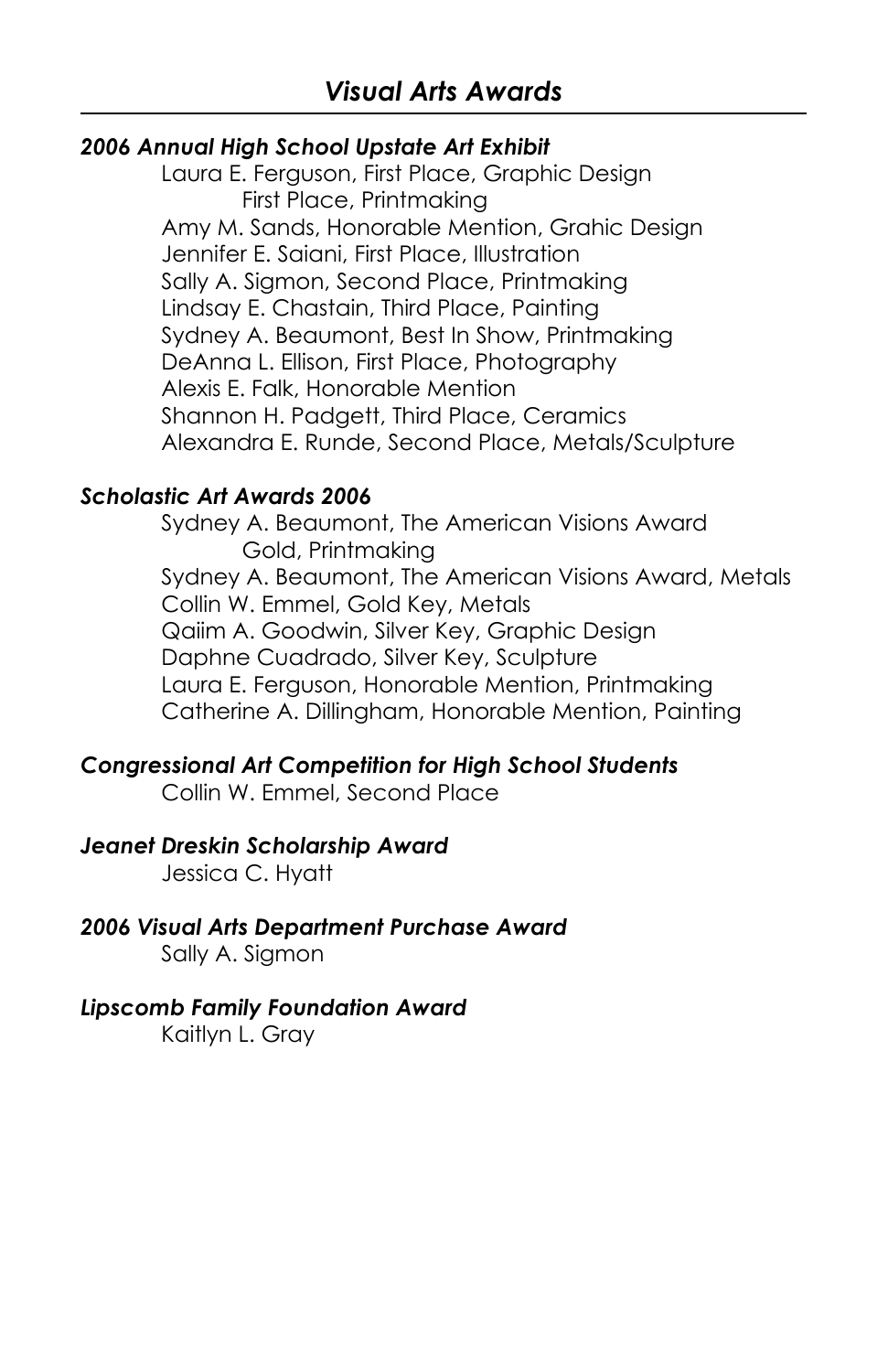## *Visual Arts Awards*

***2006 Annual High School Upstate Art Exhibit***

Laura E. Ferguson, First Place, Graphic Design
    First Place, Printmaking
Amy M. Sands, Honorable Mention, Grahic Design
Jennifer E. Saiani, First Place, Illustration
Sally A. Sigmon, Second Place, Printmaking
Lindsay E. Chastain, Third Place, Painting
Sydney A. Beaumont, Best In Show, Printmaking
DeAnna L. Ellison, First Place, Photography
Alexis E. Falk, Honorable Mention
Shannon H. Padgett, Third Place, Ceramics
Alexandra E. Runde, Second Place, Metals/Sculpture

***Scholastic Art Awards 2006***

Sydney A. Beaumont, The American Visions Award
    Gold, Printmaking
Sydney A. Beaumont, The American Visions Award, Metals
Collin W. Emmel, Gold Key, Metals
Qaiim A. Goodwin, Silver Key, Graphic Design
Daphne Cuadrado, Silver Key, Sculpture
Laura E. Ferguson, Honorable Mention, Printmaking
Catherine A. Dillingham, Honorable Mention, Painting

***Congressional Art Competition for High School Students***

Collin W. Emmel, Second Place

***Jeanet Dreskin Scholarship Award***

Jessica C. Hyatt

***2006 Visual Arts Department Purchase Award***

Sally A. Sigmon

***Lipscomb Family Foundation Award***

Kaitlyn L. Gray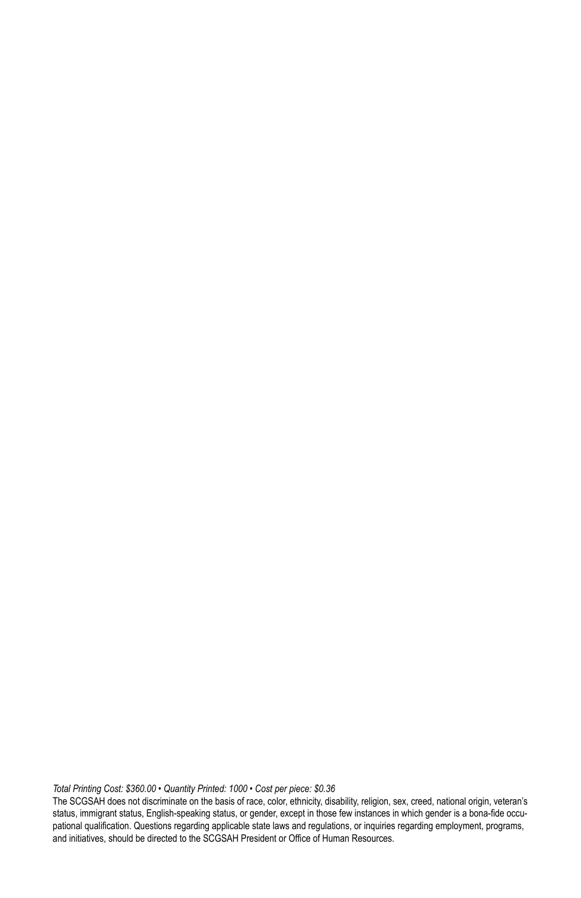*Total Printing Cost: $360.00 • Quantity Printed: 1000 • Cost per piece: $0.36*

The SCGSAH does not discriminate on the basis of race, color, ethnicity, disability, religion, sex, creed, national origin, veteran's status, immigrant status, English-speaking status, or gender, except in those few instances in which gender is a bona-fide occupational qualification. Questions regarding applicable state laws and regulations, or inquiries regarding employment, programs, and initiatives, should be directed to the SCGSAH President or Office of Human Resources.